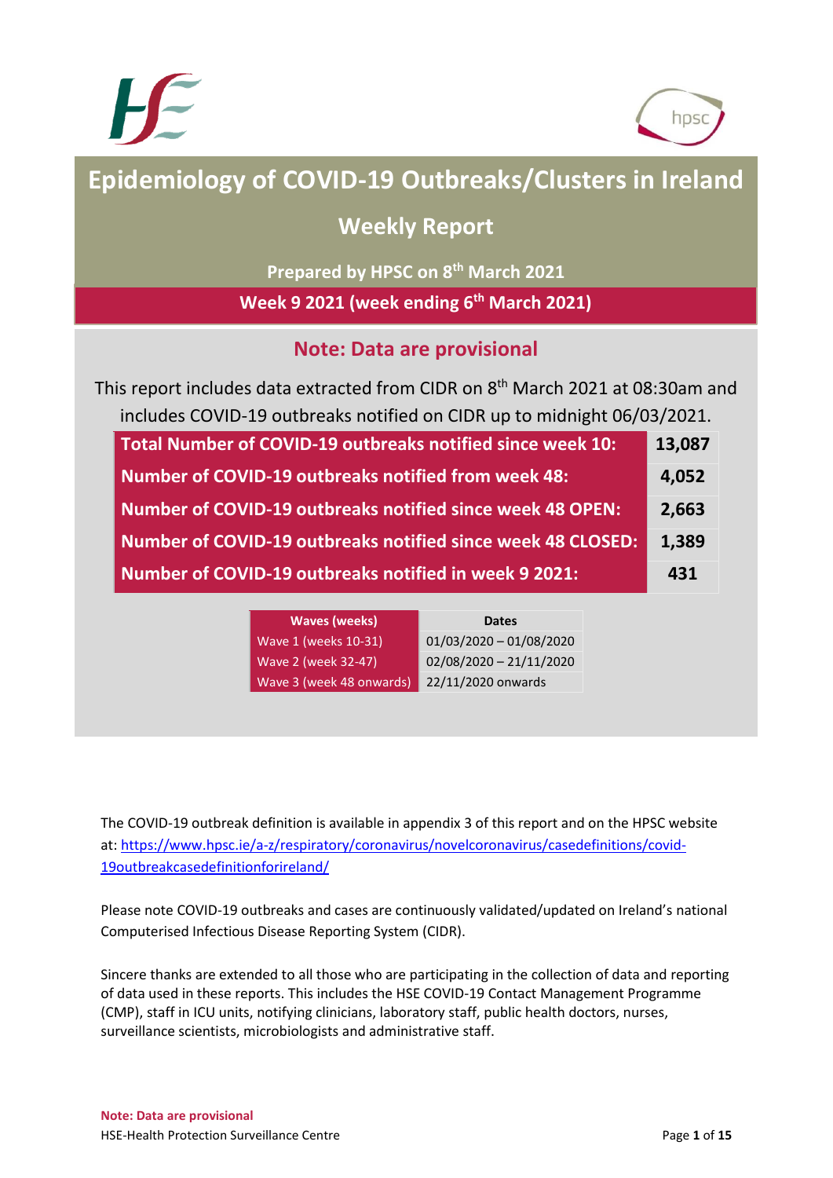# Epidemiology of COVID-19 Outbreaks/Clusters in Ireland

## Weekly Report

### Prepared by HPSC on 8th March 2021

### Week 9 2021 (week ending 6th March 2021)

## Note: Data are provisional

This report includes data extracted from CIDR on 8th March 2021 at 08:30am and includes COVID-19 outbreaks notified on CIDR up to midnight 06/03/2021.

| | |
|---|---|
| **Total Number of COVID-19 outbreaks notified since week 10:** | **13,087** |
| **Number of COVID-19 outbreaks notified from week 48:** | **4,052** |
| **Number of COVID-19 outbreaks notified since week 48 OPEN:** | **2,663** |
| **Number of COVID-19 outbreaks notified since week 48 CLOSED:** | **1,389** |
| **Number of COVID-19 outbreaks notified in week 9 2021:** | **431** |

| Waves (weeks) | Dates |
|---|---|
| Wave 1 (weeks 10-31) | 01/03/2020 – 01/08/2020 |
| Wave 2 (week 32-47) | 02/08/2020 – 21/11/2020 |
| Wave 3 (week 48 onwards) | 22/11/2020 onwards |

The COVID-19 outbreak definition is available in appendix 3 of this report and on the HPSC website at: https://www.hpsc.ie/a-z/respiratory/coronavirus/novelcoronavirus/casedefinitions/covid-19outbreakcasedefinitionforireland/

Please note COVID-19 outbreaks and cases are continuously validated/updated on Ireland's national Computerised Infectious Disease Reporting System (CIDR).

Sincere thanks are extended to all those who are participating in the collection of data and reporting of data used in these reports. This includes the HSE COVID-19 Contact Management Programme (CMP), staff in ICU units, notifying clinicians, laboratory staff, public health doctors, nurses, surveillance scientists, microbiologists and administrative staff.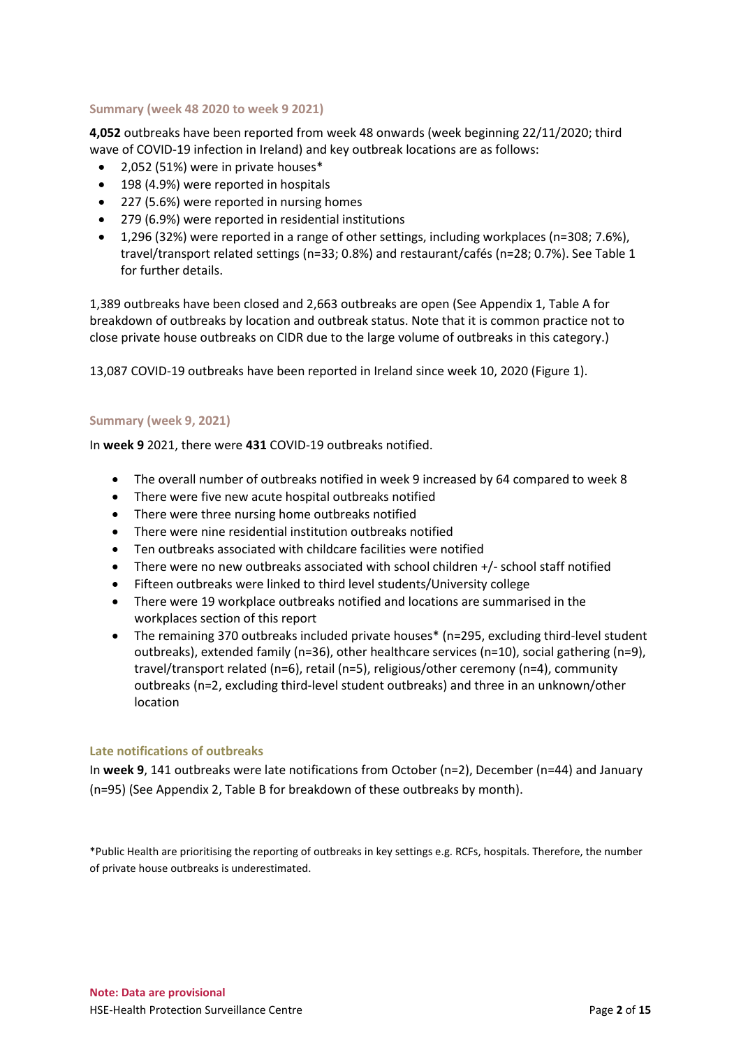### Summary (week 48 2020 to week 9 2021)

**4,052** outbreaks have been reported from week 48 onwards (week beginning 22/11/2020; third wave of COVID-19 infection in Ireland) and key outbreak locations are as follows:

- 2,052 (51%) were in private houses*
- 198 (4.9%) were reported in hospitals
- 227 (5.6%) were reported in nursing homes
- 279 (6.9%) were reported in residential institutions
- 1,296 (32%) were reported in a range of other settings, including workplaces (n=308; 7.6%), travel/transport related settings (n=33; 0.8%) and restaurant/cafés (n=28; 0.7%). See Table 1 for further details.

1,389 outbreaks have been closed and 2,663 outbreaks are open (See Appendix 1, Table A for breakdown of outbreaks by location and outbreak status. Note that it is common practice not to close private house outbreaks on CIDR due to the large volume of outbreaks in this category.)

13,087 COVID-19 outbreaks have been reported in Ireland since week 10, 2020 (Figure 1).

### Summary (week 9, 2021)

In **week 9** 2021, there were **431** COVID-19 outbreaks notified.

- The overall number of outbreaks notified in week 9 increased by 64 compared to week 8
- There were five new acute hospital outbreaks notified
- There were three nursing home outbreaks notified
- There were nine residential institution outbreaks notified
- Ten outbreaks associated with childcare facilities were notified
- There were no new outbreaks associated with school children +/- school staff notified
- Fifteen outbreaks were linked to third level students/University college
- There were 19 workplace outbreaks notified and locations are summarised in the workplaces section of this report
- The remaining 370 outbreaks included private houses* (n=295, excluding third-level student outbreaks), extended family (n=36), other healthcare services (n=10), social gathering (n=9), travel/transport related (n=6), retail (n=5), religious/other ceremony (n=4), community outbreaks (n=2, excluding third-level student outbreaks) and three in an unknown/other location

### Late notifications of outbreaks

In **week 9**, 141 outbreaks were late notifications from October (n=2), December (n=44) and January (n=95) (See Appendix 2, Table B for breakdown of these outbreaks by month).

*Public Health are prioritising the reporting of outbreaks in key settings e.g. RCFs, hospitals. Therefore, the number of private house outbreaks is underestimated.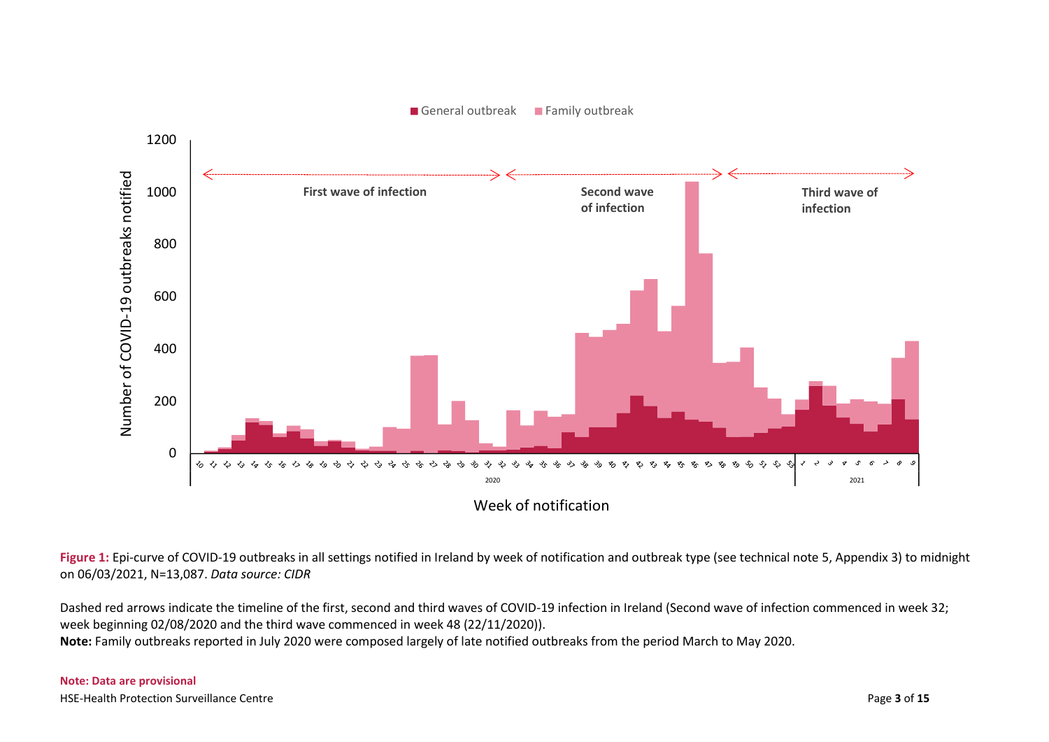**Figure 1:** Epi-curve of COVID-19 outbreaks in all settings notified in Ireland by week of notification and outbreak type (see technical note 5, Appendix 3) to midnight on 06/03/2021, N=13,087. *Data source: CIDR*

Dashed red arrows indicate the timeline of the first, second and third waves of COVID-19 infection in Ireland (Second wave of infection commenced in week 32; week beginning 02/08/2020 and the third wave commenced in week 48 (22/11/2020)).
**Note:** Family outbreaks reported in July 2020 were composed largely of late notified outbreaks from the period March to May 2020.

**Note: Data are provisional**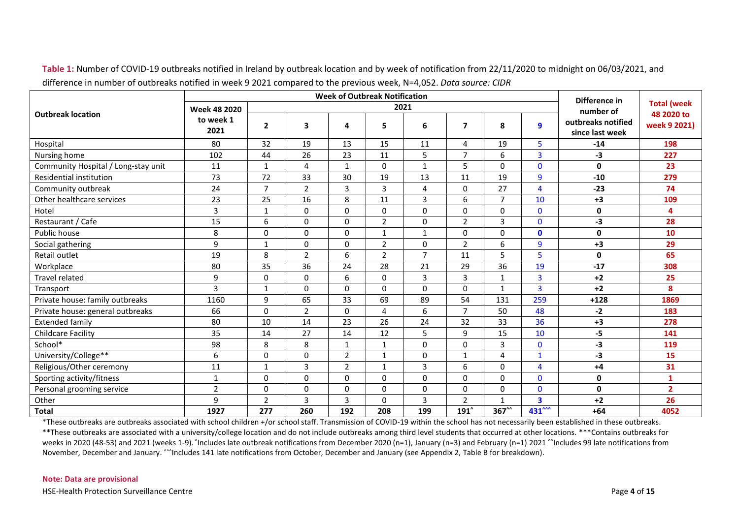**Table 1:** Number of COVID-19 outbreaks notified in Ireland by outbreak location and by week of notification from 22/11/2020 to midnight on 06/03/2021, and difference in number of outbreaks notified in week 9 2021 compared to the previous week, N=4,052. *Data source: CIDR*

| Outbreak location | Week of Outbreak Notification | | | | | | | | | Difference in number of outbreaks notified since last week | Total (week 48 2020 to week 9 2021) |
|---|---|---|---|---|---|---|---|---|---|---|---|
| | Week 48 2020 to week 1 2021 | 2021 | | | | | | | | | |
| | | 2 | 3 | 4 | 5 | 6 | 7 | 8 | 9 | | |
| Hospital | 80 | 32 | 19 | 13 | 15 | 11 | 4 | 19 | 5 | -14 | 198 |
| Nursing home | 102 | 44 | 26 | 23 | 11 | 5 | 7 | 6 | 3 | -3 | 227 |
| Community Hospital / Long-stay unit | 11 | 1 | 4 | 1 | 0 | 1 | 5 | 0 | 0 | 0 | 23 |
| Residential institution | 73 | 72 | 33 | 30 | 19 | 13 | 11 | 19 | 9 | -10 | 279 |
| Community outbreak | 24 | 7 | 2 | 3 | 3 | 4 | 0 | 27 | 4 | -23 | 74 |
| Other healthcare services | 23 | 25 | 16 | 8 | 11 | 3 | 6 | 7 | 10 | +3 | 109 |
| Hotel | 3 | 1 | 0 | 0 | 0 | 0 | 0 | 0 | 0 | 0 | 4 |
| Restaurant / Cafe | 15 | 6 | 0 | 0 | 2 | 0 | 2 | 3 | 0 | -3 | 28 |
| Public house | 8 | 0 | 0 | 0 | 1 | 1 | 0 | 0 | 0 | 0 | 10 |
| Social gathering | 9 | 1 | 0 | 0 | 2 | 0 | 2 | 6 | 9 | +3 | 29 |
| Retail outlet | 19 | 8 | 2 | 6 | 2 | 7 | 11 | 5 | 5 | 0 | 65 |
| Workplace | 80 | 35 | 36 | 24 | 28 | 21 | 29 | 36 | 19 | -17 | 308 |
| Travel related | 9 | 0 | 0 | 6 | 0 | 3 | 3 | 1 | 3 | +2 | 25 |
| Transport | 3 | 1 | 0 | 0 | 0 | 0 | 0 | 1 | 3 | +2 | 8 |
| Private house: family outbreaks | 1160 | 9 | 65 | 33 | 69 | 89 | 54 | 131 | 259 | +128 | 1869 |
| Private house: general outbreaks | 66 | 0 | 2 | 0 | 4 | 6 | 7 | 50 | 48 | -2 | 183 |
| Extended family | 80 | 10 | 14 | 23 | 26 | 24 | 32 | 33 | 36 | +3 | 278 |
| Childcare Facility | 35 | 14 | 27 | 14 | 12 | 5 | 9 | 15 | 10 | -5 | 141 |
| School* | 98 | 8 | 8 | 1 | 1 | 0 | 0 | 3 | 0 | -3 | 119 |
| University/College** | 6 | 0 | 0 | 2 | 1 | 0 | 1 | 4 | 1 | -3 | 15 |
| Religious/Other ceremony | 11 | 1 | 3 | 2 | 1 | 3 | 6 | 0 | 4 | +4 | 31 |
| Sporting activity/fitness | 1 | 0 | 0 | 0 | 0 | 0 | 0 | 0 | 0 | 0 | 1 |
| Personal grooming service | 2 | 0 | 0 | 0 | 0 | 0 | 0 | 0 | 0 | 0 | 2 |
| Other | 9 | 2 | 3 | 3 | 0 | 3 | 2 | 1 | 3 | +2 | 26 |
| **Total** | **1927** | **277** | **260** | **192** | **208** | **199** | **191^** | **367^^** | **431^^^** | **+64** | **4052** |

*These outbreaks are outbreaks associated with school children +/or school staff. Transmission of COVID-19 within the school has not necessarily been established in these outbreaks.
**These outbreaks are associated with a university/college location and do not include outbreaks among third level students that occurred at other locations. ***Contains outbreaks for weeks in 2020 (48-53) and 2021 (weeks 1-9). ^Includes late outbreak notifications from December 2020 (n=1), January (n=3) and February (n=1) 2021 ^^Includes 99 late notifications from November, December and January. ^^^Includes 141 late notifications from October, December and January (see Appendix 2, Table B for breakdown).

**Note: Data are provisional**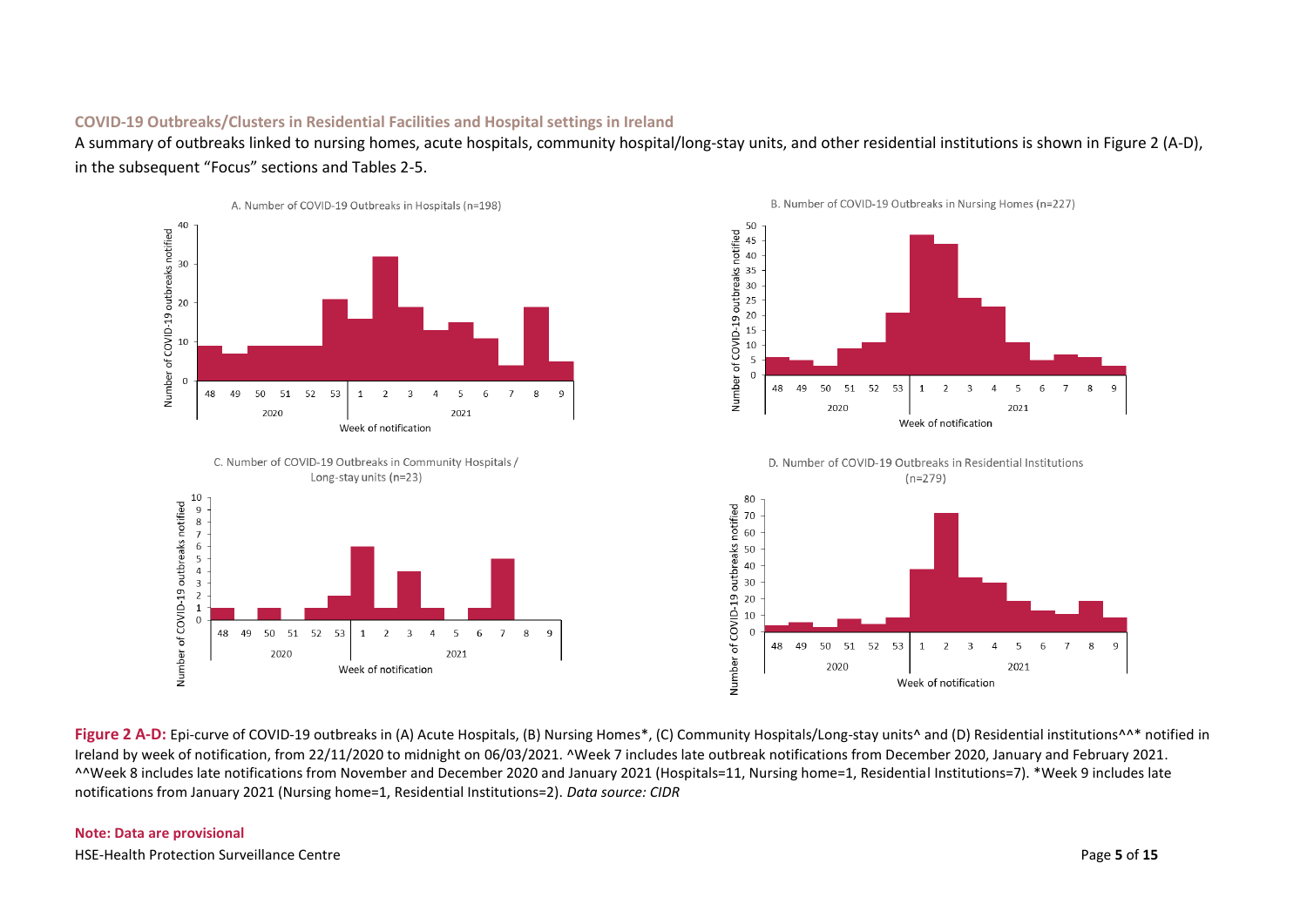## COVID-19 Outbreaks/Clusters in Residential Facilities and Hospital settings in Ireland

A summary of outbreaks linked to nursing homes, acute hospitals, community hospital/long-stay units, and other residential institutions is shown in Figure 2 (A-D), in the subsequent "Focus" sections and Tables 2-5.

**Figure 2 A-D:** Epi-curve of COVID-19 outbreaks in (A) Acute Hospitals, (B) Nursing Homes*, (C) Community Hospitals/Long-stay units^ and (D) Residential institutions^^* notified in Ireland by week of notification, from 22/11/2020 to midnight on 06/03/2021. ^Week 7 includes late outbreak notifications from December 2020, January and February 2021. ^^Week 8 includes late notifications from November and December 2020 and January 2021 (Hospitals=11, Nursing home=1, Residential Institutions=7). *Week 9 includes late notifications from January 2021 (Nursing home=1, Residential Institutions=2). *Data source: CIDR*

**Note: Data are provisional**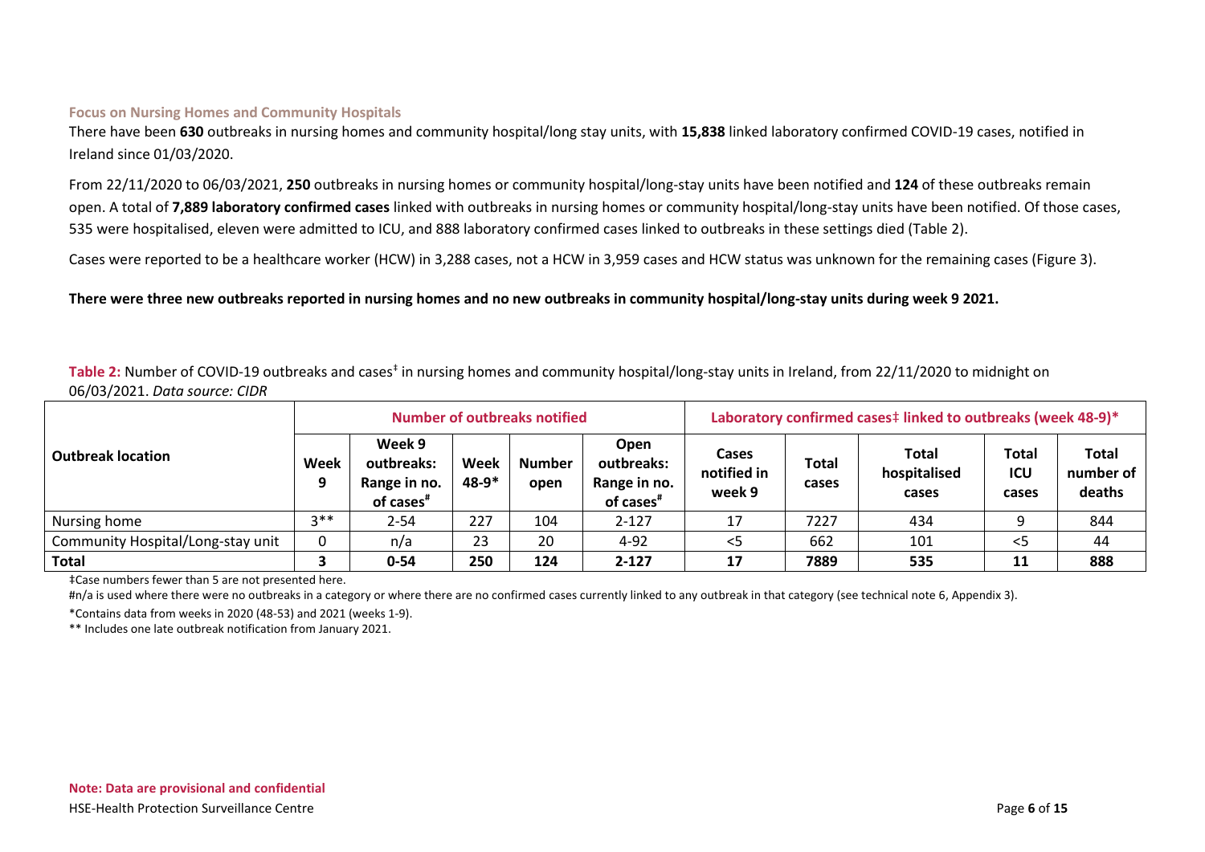### Focus on Nursing Homes and Community Hospitals

There have been **630** outbreaks in nursing homes and community hospital/long stay units, with **15,838** linked laboratory confirmed COVID-19 cases, notified in Ireland since 01/03/2020.

From 22/11/2020 to 06/03/2021, **250** outbreaks in nursing homes or community hospital/long-stay units have been notified and **124** of these outbreaks remain open. A total of **7,889 laboratory confirmed cases** linked with outbreaks in nursing homes or community hospital/long-stay units have been notified. Of those cases, 535 were hospitalised, eleven were admitted to ICU, and 888 laboratory confirmed cases linked to outbreaks in these settings died (Table 2).

Cases were reported to be a healthcare worker (HCW) in 3,288 cases, not a HCW in 3,959 cases and HCW status was unknown for the remaining cases (Figure 3).

**There were three new outbreaks reported in nursing homes and no new outbreaks in community hospital/long-stay units during week 9 2021.**

**Table 2:** Number of COVID-19 outbreaks and cases‡ in nursing homes and community hospital/long-stay units in Ireland, from 22/11/2020 to midnight on 06/03/2021. *Data source: CIDR*

| Outbreak location | Number of outbreaks notified | | | | | Laboratory confirmed cases‡ linked to outbreaks (week 48-9)* | | | | |
|---|---|---|---|---|---|---|---|---|---|---|
| | Week 9 | Week 9 outbreaks: Range in no. of cases# | Week 48-9* | Number open | Open outbreaks: Range in no. of cases# | Cases notified in week 9 | Total cases | Total hospitalised cases | Total ICU cases | Total number of deaths |
| Nursing home | 3** | 2-54 | 227 | 104 | 2-127 | 17 | 7227 | 434 | 9 | 844 |
| Community Hospital/Long-stay unit | 0 | n/a | 23 | 20 | 4-92 | <5 | 662 | 101 | <5 | 44 |
| **Total** | **3** | **0-54** | **250** | **124** | **2-127** | **17** | **7889** | **535** | **11** | **888** |

‡Case numbers fewer than 5 are not presented here.

#n/a is used where there were no outbreaks in a category or where there are no confirmed cases currently linked to any outbreak in that category (see technical note 6, Appendix 3).

*Contains data from weeks in 2020 (48-53) and 2021 (weeks 1-9).

** Includes one late outbreak notification from January 2021.

**Note: Data are provisional and confidential**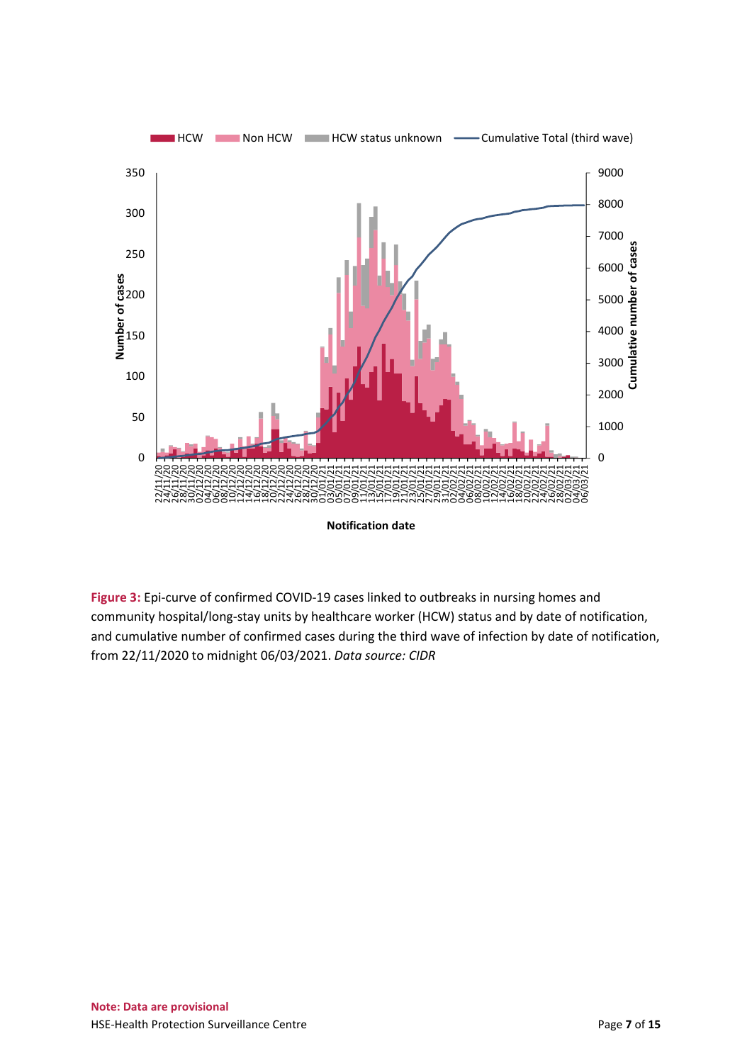**Figure 3:** Epi-curve of confirmed COVID-19 cases linked to outbreaks in nursing homes and community hospital/long-stay units by healthcare worker (HCW) status and by date of notification, and cumulative number of confirmed cases during the third wave of infection by date of notification, from 22/11/2020 to midnight 06/03/2021. *Data source: CIDR*

**Note: Data are provisional**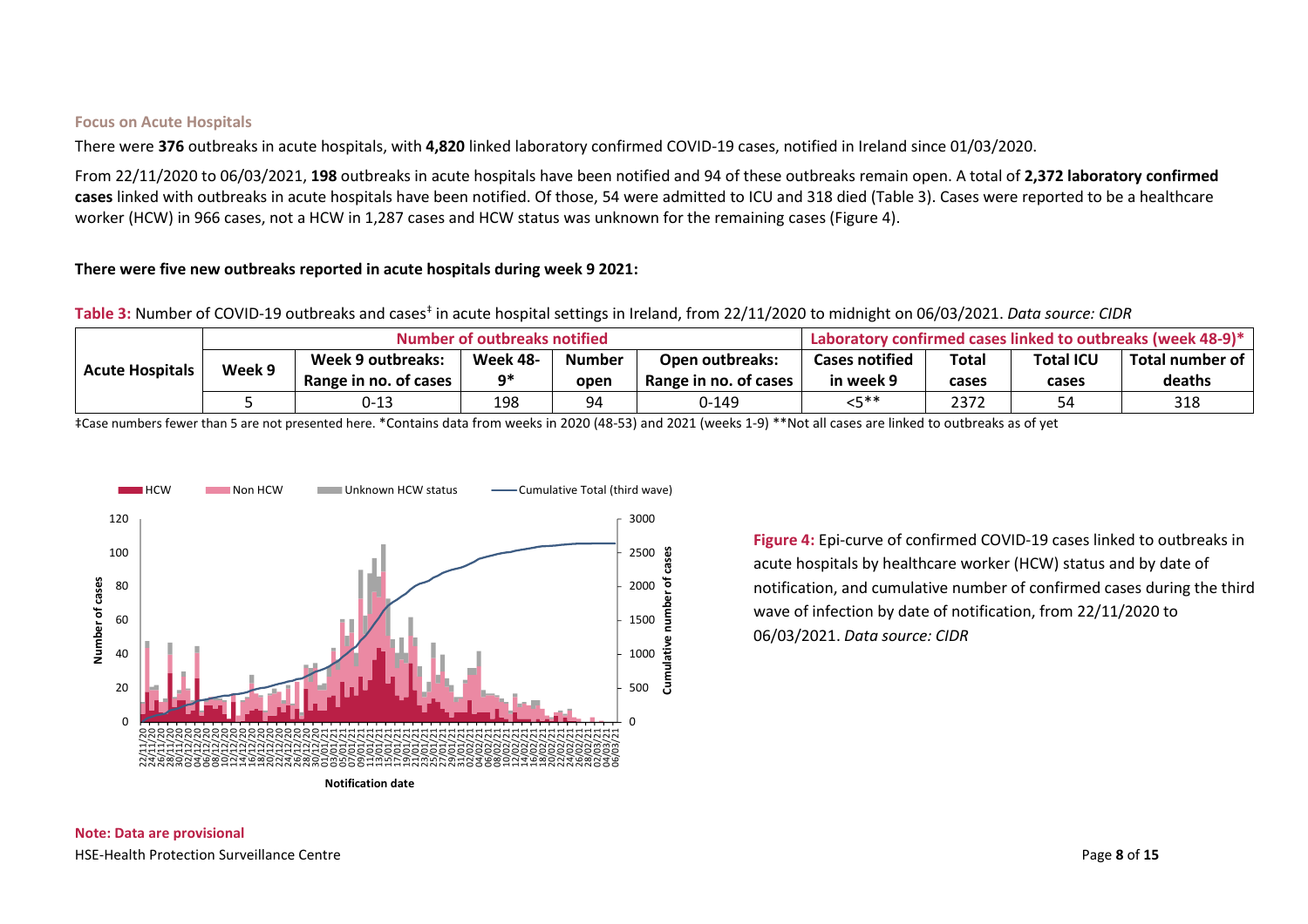### Focus on Acute Hospitals

There were **376** outbreaks in acute hospitals, with **4,820** linked laboratory confirmed COVID-19 cases, notified in Ireland since 01/03/2020.

From 22/11/2020 to 06/03/2021, **198** outbreaks in acute hospitals have been notified and 94 of these outbreaks remain open. A total of **2,372 laboratory confirmed cases** linked with outbreaks in acute hospitals have been notified. Of those, 54 were admitted to ICU and 318 died (Table 3). Cases were reported to be a healthcare worker (HCW) in 966 cases, not a HCW in 1,287 cases and HCW status was unknown for the remaining cases (Figure 4).

**There were five new outbreaks reported in acute hospitals during week 9 2021:**

**Table 3:** Number of COVID-19 outbreaks and cases‡ in acute hospital settings in Ireland, from 22/11/2020 to midnight on 06/03/2021. *Data source: CIDR*

| Acute Hospitals | Number of outbreaks notified | | | | | Laboratory confirmed cases linked to outbreaks (week 48-9)* | | | |
|---|---|---|---|---|---|---|---|---|---|
| | Week 9 | Week 9 outbreaks: Range in no. of cases | Week 48-9* | Number open | Open outbreaks: Range in no. of cases | Cases notified in week 9 | Total cases | Total ICU cases | Total number of deaths |
| | 5 | 0-13 | 198 | 94 | 0-149 | <5** | 2372 | 54 | 318 |

‡Case numbers fewer than 5 are not presented here. *Contains data from weeks in 2020 (48-53) and 2021 (weeks 1-9) **Not all cases are linked to outbreaks as of yet

**Figure 4:** Epi-curve of confirmed COVID-19 cases linked to outbreaks in acute hospitals by healthcare worker (HCW) status and by date of notification, and cumulative number of confirmed cases during the third wave of infection by date of notification, from 22/11/2020 to 06/03/2021. *Data source: CIDR*

**Note: Data are provisional**

HSE-Health Protection Surveillance Centre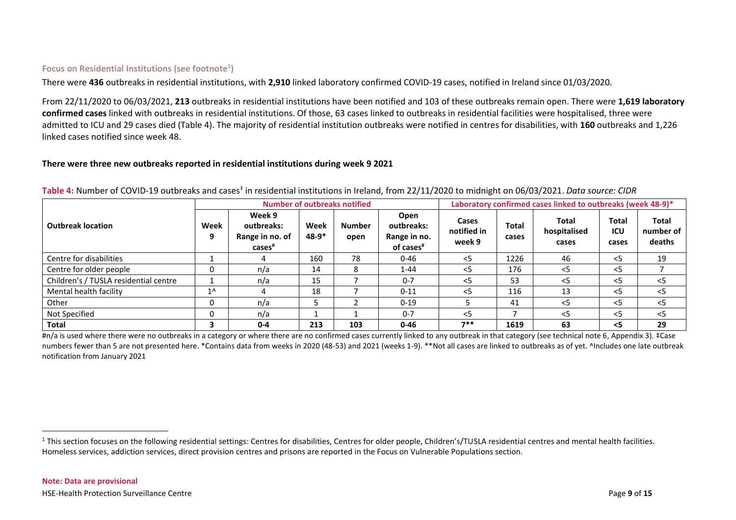### Focus on Residential Institutions (see footnote[1])

There were **436** outbreaks in residential institutions, with **2,910** linked laboratory confirmed COVID-19 cases, notified in Ireland since 01/03/2020.

From 22/11/2020 to 06/03/2021, **213** outbreaks in residential institutions have been notified and 103 of these outbreaks remain open. There were **1,619 laboratory confirmed cases** linked with outbreaks in residential institutions. Of those, 63 cases linked to outbreaks in residential facilities were hospitalised, three were admitted to ICU and 29 cases died (Table 4). The majority of residential institution outbreaks were notified in centres for disabilities, with **160** outbreaks and 1,226 linked cases notified since week 48.

**There were three new outbreaks reported in residential institutions during week 9 2021**

**Table 4:** Number of COVID-19 outbreaks and cases‡ in residential institutions in Ireland, from 22/11/2020 to midnight on 06/03/2021. *Data source: CIDR*

| Outbreak location | Number of outbreaks notified | | | | | Laboratory confirmed cases linked to outbreaks (week 48-9)* | | | | |
|---|---|---|---|---|---|---|---|---|---|---|
| | Week 9 | Week 9 outbreaks: Range in no. of cases# | Week 48-9* | Number open | Open outbreaks: Range in no. of cases# | Cases notified in week 9 | Total cases | Total hospitalised cases | Total ICU cases | Total number of deaths |
| Centre for disabilities | 1 | 4 | 160 | 78 | 0-46 | <5 | 1226 | 46 | <5 | 19 |
| Centre for older people | 0 | n/a | 14 | 8 | 1-44 | <5 | 176 | <5 | <5 | 7 |
| Children's / TUSLA residential centre | 1 | n/a | 15 | 7 | 0-7 | <5 | 53 | <5 | <5 | <5 |
| Mental health facility | 1^ | 4 | 18 | 7 | 0-11 | <5 | 116 | 13 | <5 | <5 |
| Other | 0 | n/a | 5 | 2 | 0-19 | 5 | 41 | <5 | <5 | <5 |
| Not Specified | 0 | n/a | 1 | 1 | 0-7 | <5 | 7 | <5 | <5 | <5 |
| **Total** | **3** | **0-4** | **213** | **103** | **0-46** | **7**** | **1619** | **63** | **<5** | **29** |

#n/a is used where there were no outbreaks in a category or where there are no confirmed cases currently linked to any outbreak in that category (see technical note 6, Appendix 3). ‡Case numbers fewer than 5 are not presented here. *Contains data from weeks in 2020 (48-53) and 2021 (weeks 1-9). **Not all cases are linked to outbreaks as of yet. ^Includes one late outbreak notification from January 2021

[1] This section focuses on the following residential settings: Centres for disabilities, Centres for older people, Children's/TUSLA residential centres and mental health facilities. Homeless services, addiction services, direct provision centres and prisons are reported in the Focus on Vulnerable Populations section.

**Note: Data are provisional**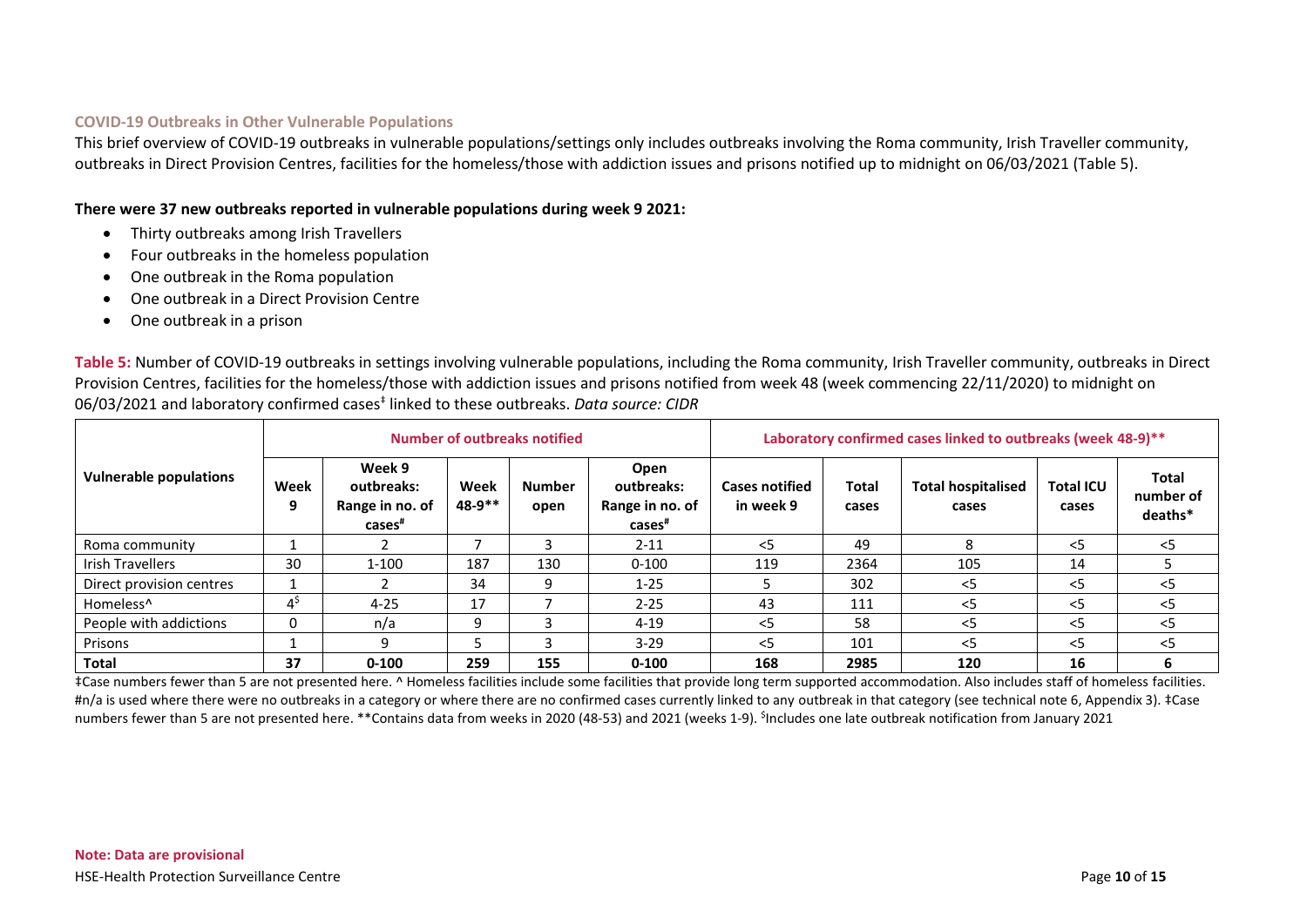### COVID-19 Outbreaks in Other Vulnerable Populations

This brief overview of COVID-19 outbreaks in vulnerable populations/settings only includes outbreaks involving the Roma community, Irish Traveller community, outbreaks in Direct Provision Centres, facilities for the homeless/those with addiction issues and prisons notified up to midnight on 06/03/2021 (Table 5).

**There were 37 new outbreaks reported in vulnerable populations during week 9 2021:**

- Thirty outbreaks among Irish Travellers
- Four outbreaks in the homeless population
- One outbreak in the Roma population
- One outbreak in a Direct Provision Centre
- One outbreak in a prison

**Table 5:** Number of COVID-19 outbreaks in settings involving vulnerable populations, including the Roma community, Irish Traveller community, outbreaks in Direct Provision Centres, facilities for the homeless/those with addiction issues and prisons notified from week 48 (week commencing 22/11/2020) to midnight on 06/03/2021 and laboratory confirmed cases‡ linked to these outbreaks. *Data source: CIDR*

| Vulnerable populations | Number of outbreaks notified | | | | | Laboratory confirmed cases linked to outbreaks (week 48-9)** | | | | |
|---|---|---|---|---|---|---|---|---|---|---|
| | Week 9 | Week 9 outbreaks: Range in no. of cases# | Week 48-9** | Number open | Open outbreaks: Range in no. of cases# | Cases notified in week 9 | Total cases | Total hospitalised cases | Total ICU cases | Total number of deaths* |
| Roma community | 1 | 2 | 7 | 3 | 2-11 | <5 | 49 | 8 | <5 | <5 |
| Irish Travellers | 30 | 1-100 | 187 | 130 | 0-100 | 119 | 2364 | 105 | 14 | 5 |
| Direct provision centres | 1 | 2 | 34 | 9 | 1-25 | 5 | 302 | <5 | <5 | <5 |
| Homeless^ | 4$ | 4-25 | 17 | 7 | 2-25 | 43 | 111 | <5 | <5 | <5 |
| People with addictions | 0 | n/a | 9 | 3 | 4-19 | <5 | 58 | <5 | <5 | <5 |
| Prisons | 1 | 9 | 5 | 3 | 3-29 | <5 | 101 | <5 | <5 | <5 |
| **Total** | **37** | **0-100** | **259** | **155** | **0-100** | **168** | **2985** | **120** | **16** | **6** |

‡Case numbers fewer than 5 are not presented here. ^ Homeless facilities include some facilities that provide long term supported accommodation. Also includes staff of homeless facilities. #n/a is used where there were no outbreaks in a category or where there are no confirmed cases currently linked to any outbreak in that category (see technical note 6, Appendix 3). ‡Case numbers fewer than 5 are not presented here. **Contains data from weeks in 2020 (48-53) and 2021 (weeks 1-9). $Includes one late outbreak notification from January 2021

**Note: Data are provisional**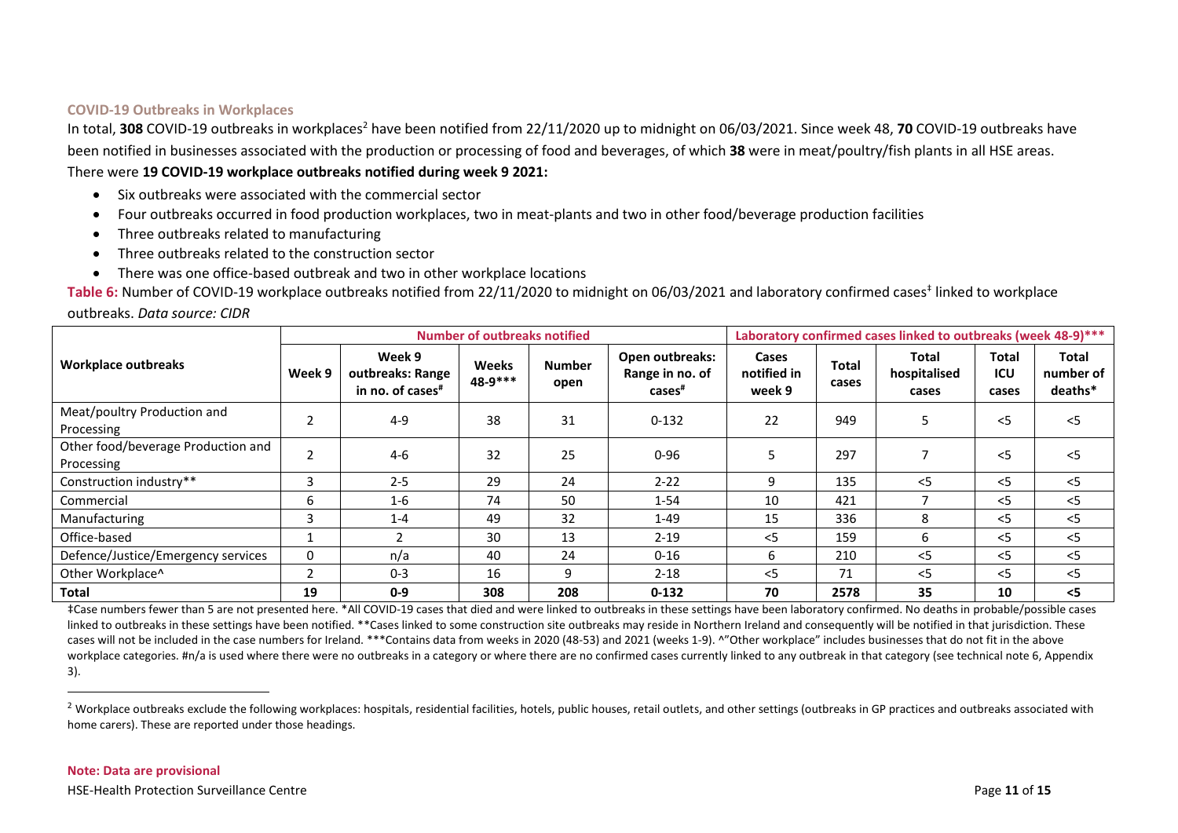### COVID-19 Outbreaks in Workplaces

In total, **308** COVID-19 outbreaks in workplaces[2] have been notified from 22/11/2020 up to midnight on 06/03/2021. Since week 48, **70** COVID-19 outbreaks have been notified in businesses associated with the production or processing of food and beverages, of which **38** were in meat/poultry/fish plants in all HSE areas.

There were **19 COVID-19 workplace outbreaks notified during week 9 2021:**

- Six outbreaks were associated with the commercial sector
- Four outbreaks occurred in food production workplaces, two in meat-plants and two in other food/beverage production facilities
- Three outbreaks related to manufacturing
- Three outbreaks related to the construction sector
- There was one office-based outbreak and two in other workplace locations

**Table 6:** Number of COVID-19 workplace outbreaks notified from 22/11/2020 to midnight on 06/03/2021 and laboratory confirmed cases‡ linked to workplace outbreaks. *Data source: CIDR*

| Workplace outbreaks | Number of outbreaks notified | | | | | Laboratory confirmed cases linked to outbreaks (week 48-9)*** | | | | |
|---|---|---|---|---|---|---|---|---|---|---|
| | Week 9 | Week 9 outbreaks: Range in no. of cases# | Weeks 48-9*** | Number open | Open outbreaks: Range in no. of cases# | Cases notified in week 9 | Total cases | Total hospitalised cases | Total ICU cases | Total number of deaths* |
| Meat/poultry Production and Processing | 2 | 4-9 | 38 | 31 | 0-132 | 22 | 949 | 5 | <5 | <5 |
| Other food/beverage Production and Processing | 2 | 4-6 | 32 | 25 | 0-96 | 5 | 297 | 7 | <5 | <5 |
| Construction industry** | 3 | 2-5 | 29 | 24 | 2-22 | 9 | 135 | <5 | <5 | <5 |
| Commercial | 6 | 1-6 | 74 | 50 | 1-54 | 10 | 421 | 7 | <5 | <5 |
| Manufacturing | 3 | 1-4 | 49 | 32 | 1-49 | 15 | 336 | 8 | <5 | <5 |
| Office-based | 1 | 2 | 30 | 13 | 2-19 | <5 | 159 | 6 | <5 | <5 |
| Defence/Justice/Emergency services | 0 | n/a | 40 | 24 | 0-16 | 6 | 210 | <5 | <5 | <5 |
| Other Workplace^ | 2 | 0-3 | 16 | 9 | 2-18 | <5 | 71 | <5 | <5 | <5 |
| **Total** | **19** | **0-9** | **308** | **208** | **0-132** | **70** | **2578** | **35** | **10** | **<5** |

‡Case numbers fewer than 5 are not presented here. *All COVID-19 cases that died and were linked to outbreaks in these settings have been laboratory confirmed. No deaths in probable/possible cases linked to outbreaks in these settings have been notified. **Cases linked to some construction site outbreaks may reside in Northern Ireland and consequently will be notified in that jurisdiction. These cases will not be included in the case numbers for Ireland. ***Contains data from weeks in 2020 (48-53) and 2021 (weeks 1-9). ^"Other workplace" includes businesses that do not fit in the above workplace categories. #n/a is used where there were no outbreaks in a category or where there are no confirmed cases currently linked to any outbreak in that category (see technical note 6, Appendix 3).

[2] Workplace outbreaks exclude the following workplaces: hospitals, residential facilities, hotels, public houses, retail outlets, and other settings (outbreaks in GP practices and outbreaks associated with home carers). These are reported under those headings.

**Note: Data are provisional**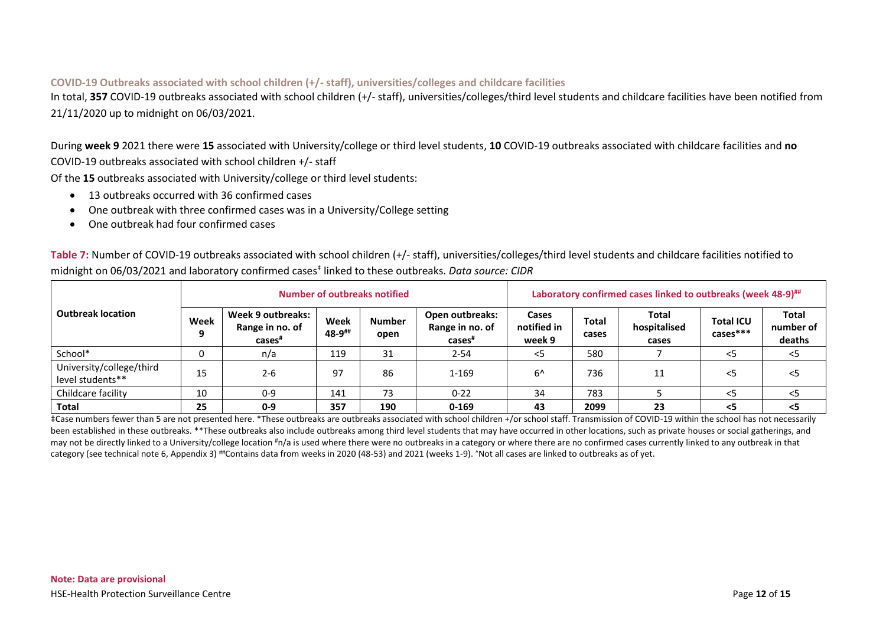### COVID-19 Outbreaks associated with school children (+/- staff), universities/colleges and childcare facilities

In total, **357** COVID-19 outbreaks associated with school children (+/- staff), universities/colleges/third level students and childcare facilities have been notified from 21/11/2020 up to midnight on 06/03/2021.

During **week 9** 2021 there were **15** associated with University/college or third level students, **10** COVID-19 outbreaks associated with childcare facilities and **no** COVID-19 outbreaks associated with school children +/- staff

Of the **15** outbreaks associated with University/college or third level students:

- 13 outbreaks occurred with 36 confirmed cases
- One outbreak with three confirmed cases was in a University/College setting
- One outbreak had four confirmed cases

**Table 7:** Number of COVID-19 outbreaks associated with school children (+/- staff), universities/colleges/third level students and childcare facilities notified to midnight on 06/03/2021 and laboratory confirmed cases‡ linked to these outbreaks. *Data source: CIDR*

| Outbreak location | Number of outbreaks notified | | | | | Laboratory confirmed cases linked to outbreaks (week 48-9)## | | | | |
|---|---|---|---|---|---|---|---|---|---|---|
| | Week 9 | Week 9 outbreaks: Range in no. of cases# | Week 48-9## | Number open | Open outbreaks: Range in no. of cases# | Cases notified in week 9 | Total cases | Total hospitalised cases | Total ICU cases*** | Total number of deaths |
| School* | 0 | n/a | 119 | 31 | 2-54 | <5 | 580 | 7 | <5 | <5 |
| University/college/third level students** | 15 | 2-6 | 97 | 86 | 1-169 | 6^ | 736 | 11 | <5 | <5 |
| Childcare facility | 10 | 0-9 | 141 | 73 | 0-22 | 34 | 783 | 5 | <5 | <5 |
| **Total** | **25** | **0-9** | **357** | **190** | **0-169** | **43** | **2099** | **23** | **<5** | **<5** |

‡Case numbers fewer than 5 are not presented here. *These outbreaks are outbreaks associated with school children +/or school staff. Transmission of COVID-19 within the school has not necessarily been established in these outbreaks. **These outbreaks also include outbreaks among third level students that may have occurred in other locations, such as private houses or social gatherings, and may not be directly linked to a University/college location #n/a is used where there were no outbreaks in a category or where there are no confirmed cases currently linked to any outbreak in that category (see technical note 6, Appendix 3) ##Contains data from weeks in 2020 (48-53) and 2021 (weeks 1-9). ^Not all cases are linked to outbreaks as of yet.

**Note: Data are provisional**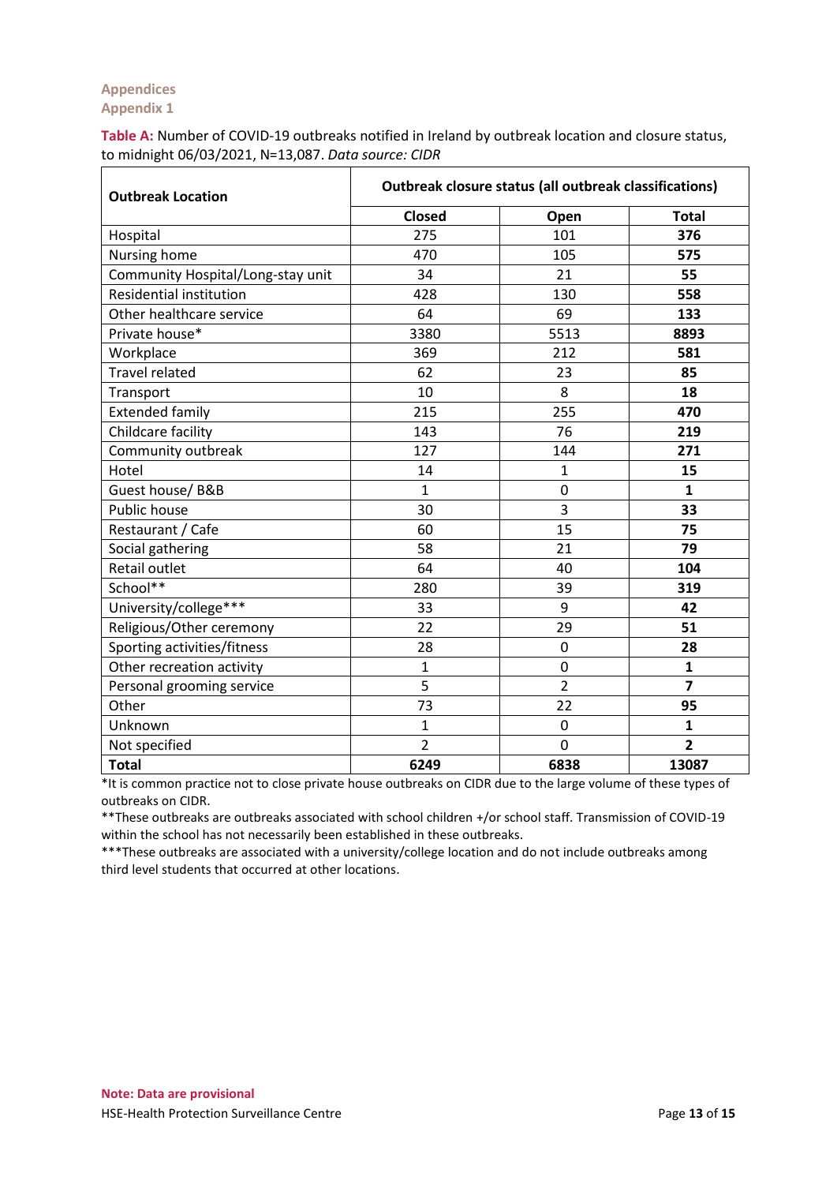## Appendices

### Appendix 1

**Table A:** Number of COVID-19 outbreaks notified in Ireland by outbreak location and closure status, to midnight 06/03/2021, N=13,087. *Data source: CIDR*

| Outbreak Location | Outbreak closure status (all outbreak classifications) | | |
|---|---|---|---|
| | Closed | Open | Total |
| Hospital | 275 | 101 | **376** |
| Nursing home | 470 | 105 | **575** |
| Community Hospital/Long-stay unit | 34 | 21 | **55** |
| Residential institution | 428 | 130 | **558** |
| Other healthcare service | 64 | 69 | **133** |
| Private house* | 3380 | 5513 | **8893** |
| Workplace | 369 | 212 | **581** |
| Travel related | 62 | 23 | **85** |
| Transport | 10 | 8 | **18** |
| Extended family | 215 | 255 | **470** |
| Childcare facility | 143 | 76 | **219** |
| Community outbreak | 127 | 144 | **271** |
| Hotel | 14 | 1 | **15** |
| Guest house/ B&B | 1 | 0 | **1** |
| Public house | 30 | 3 | **33** |
| Restaurant / Cafe | 60 | 15 | **75** |
| Social gathering | 58 | 21 | **79** |
| Retail outlet | 64 | 40 | **104** |
| School** | 280 | 39 | **319** |
| University/college*** | 33 | 9 | **42** |
| Religious/Other ceremony | 22 | 29 | **51** |
| Sporting activities/fitness | 28 | 0 | **28** |
| Other recreation activity | 1 | 0 | **1** |
| Personal grooming service | 5 | 2 | **7** |
| Other | 73 | 22 | **95** |
| Unknown | 1 | 0 | **1** |
| Not specified | 2 | 0 | **2** |
| **Total** | **6249** | **6838** | **13087** |

*It is common practice not to close private house outbreaks on CIDR due to the large volume of these types of outbreaks on CIDR.

**These outbreaks are outbreaks associated with school children +/or school staff. Transmission of COVID-19 within the school has not necessarily been established in these outbreaks.

***These outbreaks are associated with a university/college location and do not include outbreaks among third level students that occurred at other locations.

**Note: Data are provisional**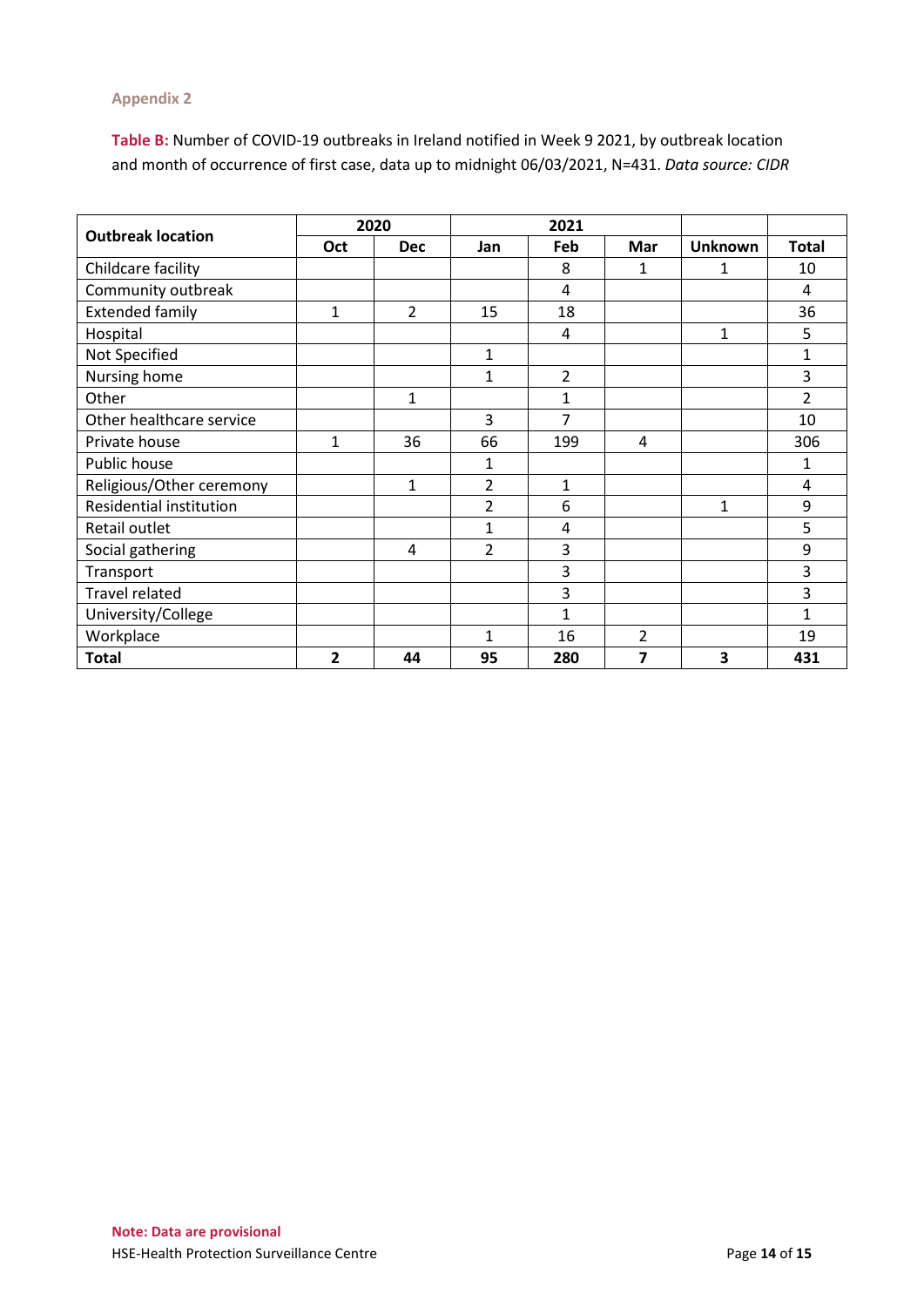### Appendix 2

**Table B:** Number of COVID-19 outbreaks in Ireland notified in Week 9 2021, by outbreak location and month of occurrence of first case, data up to midnight 06/03/2021, N=431. *Data source: CIDR*

| Outbreak location | 2020 | | 2021 | | | | |
|---|---|---|---|---|---|---|---|
| | Oct | Dec | Jan | Feb | Mar | Unknown | Total |
| Childcare facility | | | | 8 | 1 | 1 | 10 |
| Community outbreak | | | | 4 | | | 4 |
| Extended family | 1 | 2 | 15 | 18 | | | 36 |
| Hospital | | | | 4 | | 1 | 5 |
| Not Specified | | | 1 | | | | 1 |
| Nursing home | | | 1 | 2 | | | 3 |
| Other | | 1 | | 1 | | | 2 |
| Other healthcare service | | | 3 | 7 | | | 10 |
| Private house | 1 | 36 | 66 | 199 | 4 | | 306 |
| Public house | | | 1 | | | | 1 |
| Religious/Other ceremony | | 1 | 2 | 1 | | | 4 |
| Residential institution | | | 2 | 6 | | 1 | 9 |
| Retail outlet | | | 1 | 4 | | | 5 |
| Social gathering | | 4 | 2 | 3 | | | 9 |
| Transport | | | | 3 | | | 3 |
| Travel related | | | | 3 | | | 3 |
| University/College | | | | 1 | | | 1 |
| Workplace | | | 1 | 16 | 2 | | 19 |
| **Total** | **2** | **44** | **95** | **280** | **7** | **3** | **431** |

**Note: Data are provisional**

HSE-Health Protection Surveillance Centre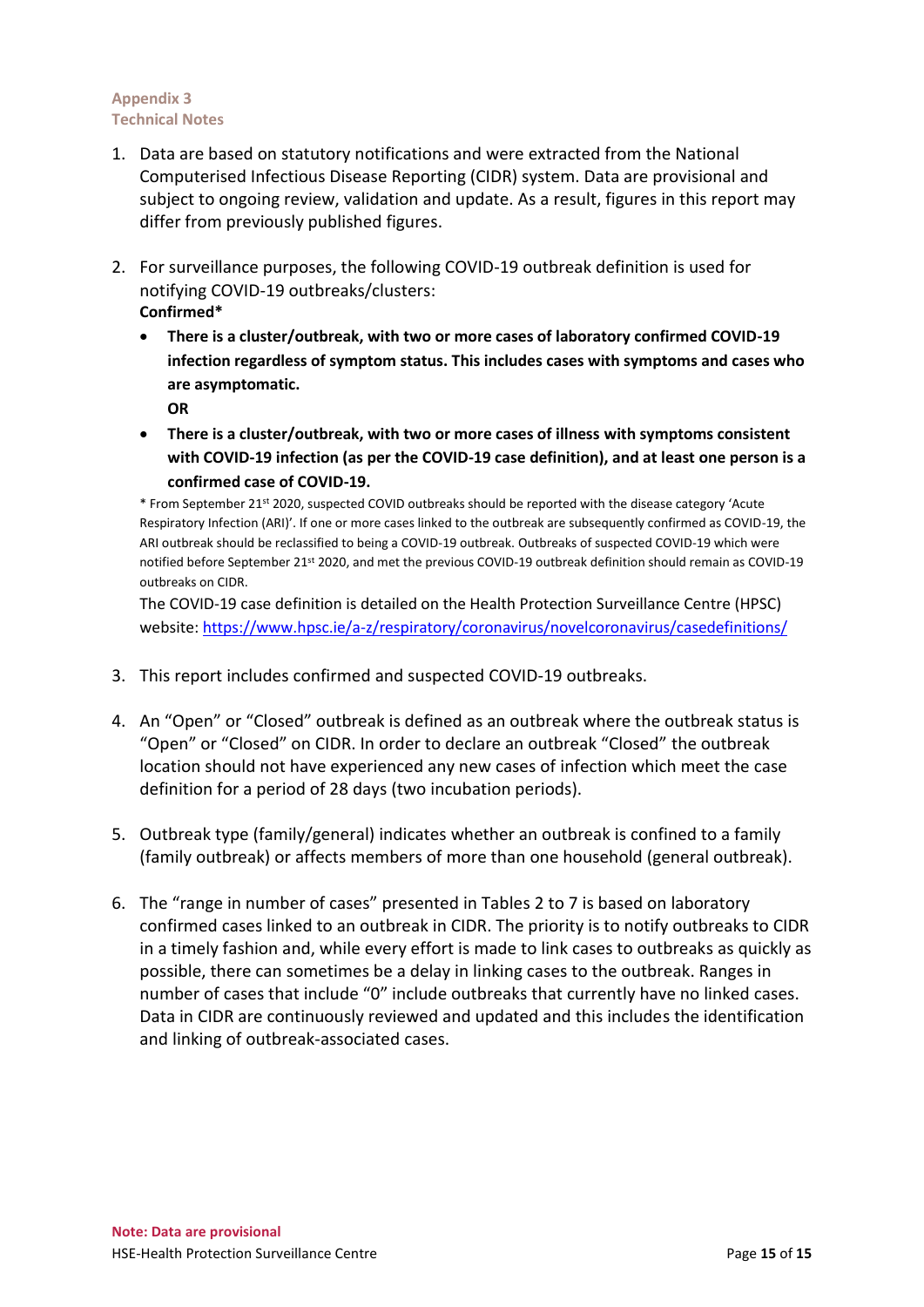## Appendix 3
## Technical Notes

1. Data are based on statutory notifications and were extracted from the National Computerised Infectious Disease Reporting (CIDR) system. Data are provisional and subject to ongoing review, validation and update. As a result, figures in this report may differ from previously published figures.

2. For surveillance purposes, the following COVID-19 outbreak definition is used for notifying COVID-19 outbreaks/clusters:
   **Confirmed***
   - **There is a cluster/outbreak, with two or more cases of laboratory confirmed COVID-19 infection regardless of symptom status. This includes cases with symptoms and cases who are asymptomatic.**
     **OR**
   - **There is a cluster/outbreak, with two or more cases of illness with symptoms consistent with COVID-19 infection (as per the COVID-19 case definition), and at least one person is a confirmed case of COVID-19.**

   * From September 21st 2020, suspected COVID outbreaks should be reported with the disease category 'Acute Respiratory Infection (ARI)'. If one or more cases linked to the outbreak are subsequently confirmed as COVID-19, the ARI outbreak should be reclassified to being a COVID-19 outbreak. Outbreaks of suspected COVID-19 which were notified before September 21st 2020, and met the previous COVID-19 outbreak definition should remain as COVID-19 outbreaks on CIDR.

   The COVID-19 case definition is detailed on the Health Protection Surveillance Centre (HPSC) website: https://www.hpsc.ie/a-z/respiratory/coronavirus/novelcoronavirus/casedefinitions/

3. This report includes confirmed and suspected COVID-19 outbreaks.

4. An "Open" or "Closed" outbreak is defined as an outbreak where the outbreak status is "Open" or "Closed" on CIDR. In order to declare an outbreak "Closed" the outbreak location should not have experienced any new cases of infection which meet the case definition for a period of 28 days (two incubation periods).

5. Outbreak type (family/general) indicates whether an outbreak is confined to a family (family outbreak) or affects members of more than one household (general outbreak).

6. The "range in number of cases" presented in Tables 2 to 7 is based on laboratory confirmed cases linked to an outbreak in CIDR. The priority is to notify outbreaks to CIDR in a timely fashion and, while every effort is made to link cases to outbreaks as quickly as possible, there can sometimes be a delay in linking cases to the outbreak. Ranges in number of cases that include "0" include outbreaks that currently have no linked cases. Data in CIDR are continuously reviewed and updated and this includes the identification and linking of outbreak-associated cases.